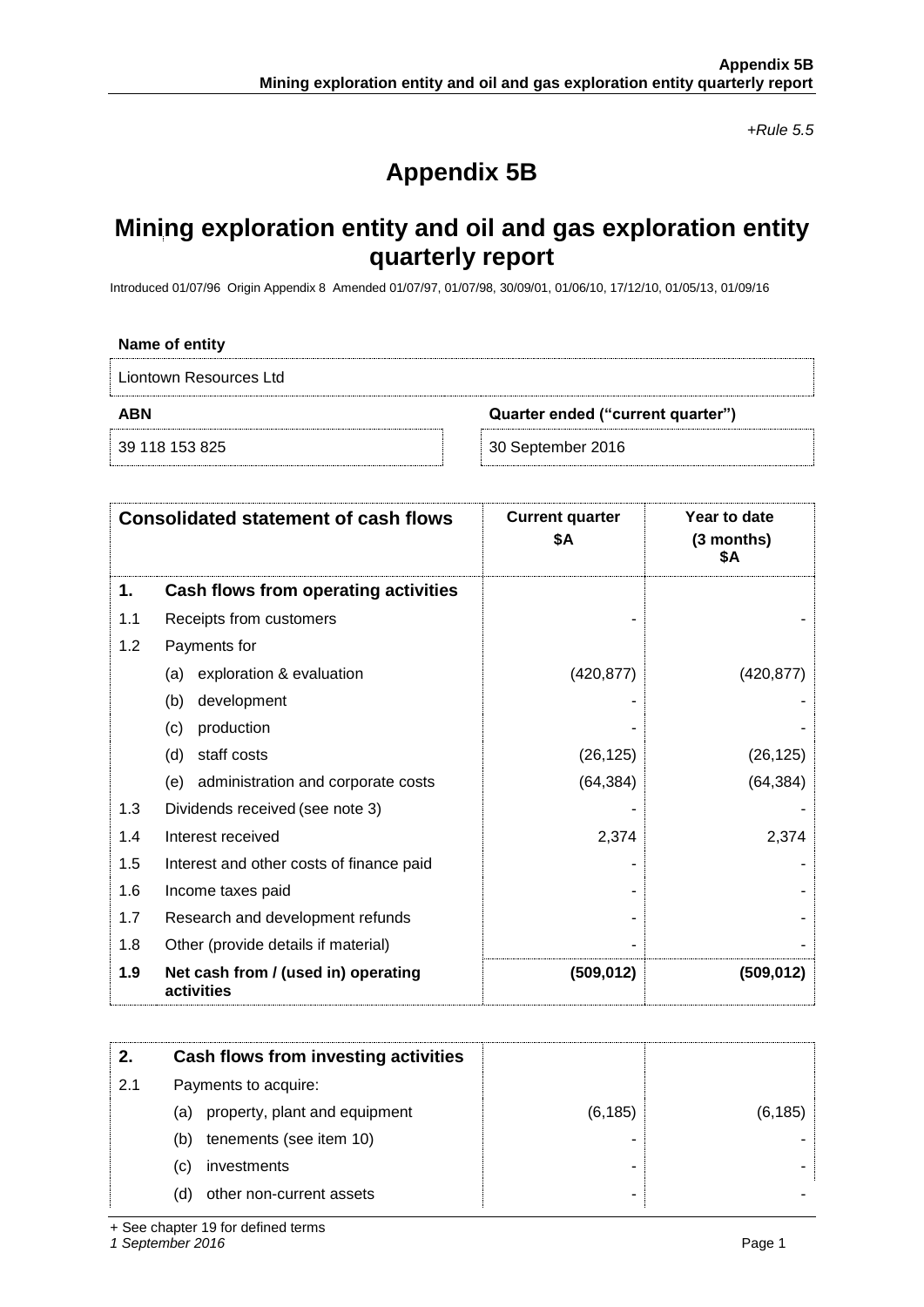*+Rule 5.5*

# Appendix 5B

## Mining exploration entity and oil and gas exploration entity quarterly report

Introduced 01/07/96 Origin Appendix 8 Amended 01/07/97, 01/07/98, 30/09/01, 01/06/10, 17/12/10, 01/05/13, 01/09/16

**Name of entity**

Liontown Resources Ltd

| **ABN** | **Quarter ended ("current quarter")** |
|---|---|
| 39 118 153 825 | 30 September 2016 |

| | **Consolidated statement of cash flows** | **Current quarter $A** | **Year to date (3 months) $A** |
|---|---|---|---|
| **1.** | **Cash flows from operating activities** | | |
| 1.1 | Receipts from customers | - | - |
| 1.2 | Payments for | | |
| | (a) exploration & evaluation | (420,877) | (420,877) |
| | (b) development | - | - |
| | (c) production | - | - |
| | (d) staff costs | (26,125) | (26,125) |
| | (e) administration and corporate costs | (64,384) | (64,384) |
| 1.3 | Dividends received (see note 3) | - | - |
| 1.4 | Interest received | 2,374 | 2,374 |
| 1.5 | Interest and other costs of finance paid | - | - |
| 1.6 | Income taxes paid | - | - |
| 1.7 | Research and development refunds | - | - |
| 1.8 | Other (provide details if material) | - | - |
| **1.9** | **Net cash from / (used in) operating activities** | **(509,012)** | **(509,012)** |

| | | | |
|---|---|---|---|
| **2.** | **Cash flows from investing activities** | | |
| 2.1 | Payments to acquire: | | |
| | (a) property, plant and equipment | (6,185) | (6,185) |
| | (b) tenements (see item 10) | - | - |
| | (c) investments | - | - |
| | (d) other non-current assets | - | - |

+ See chapter 19 for defined terms

*1 September 2016*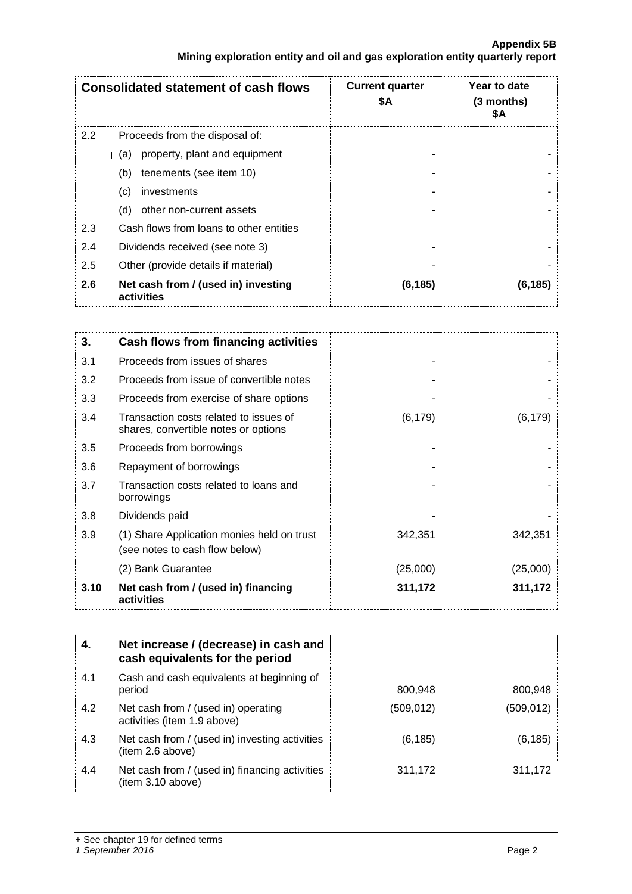| Consolidated statement of cash flows | | Current quarter $A | Year to date (3 months) $A |
|---|---|---|---|
| 2.2 | Proceeds from the disposal of: | | |
| | (a) property, plant and equipment | - | - |
| | (b) tenements (see item 10) | - | - |
| | (c) investments | - | - |
| | (d) other non-current assets | - | - |
| 2.3 | Cash flows from loans to other entities | | |
| 2.4 | Dividends received (see note 3) | - | - |
| 2.5 | Other (provide details if material) | - | - |
| **2.6** | **Net cash from / (used in) investing activities** | **(6,185)** | **(6,185)** |

| **3.** | **Cash flows from financing activities** | | |
|---|---|---|---|
| 3.1 | Proceeds from issues of shares | - | - |
| 3.2 | Proceeds from issue of convertible notes | - | - |
| 3.3 | Proceeds from exercise of share options | - | - |
| 3.4 | Transaction costs related to issues of shares, convertible notes or options | (6,179) | (6,179) |
| 3.5 | Proceeds from borrowings | - | - |
| 3.6 | Repayment of borrowings | - | - |
| 3.7 | Transaction costs related to loans and borrowings | - | - |
| 3.8 | Dividends paid | - | - |
| 3.9 | (1) Share Application monies held on trust (see notes to cash flow below) | 342,351 | 342,351 |
| | (2) Bank Guarantee | (25,000) | (25,000) |
| **3.10** | **Net cash from / (used in) financing activities** | **311,172** | **311,172** |

| **4.** | **Net increase / (decrease) in cash and cash equivalents for the period** | | |
|---|---|---|---|
| 4.1 | Cash and cash equivalents at beginning of period | 800,948 | 800,948 |
| 4.2 | Net cash from / (used in) operating activities (item 1.9 above) | (509,012) | (509,012) |
| 4.3 | Net cash from / (used in) investing activities (item 2.6 above) | (6,185) | (6,185) |
| 4.4 | Net cash from / (used in) financing activities (item 3.10 above) | 311,172 | 311,172 |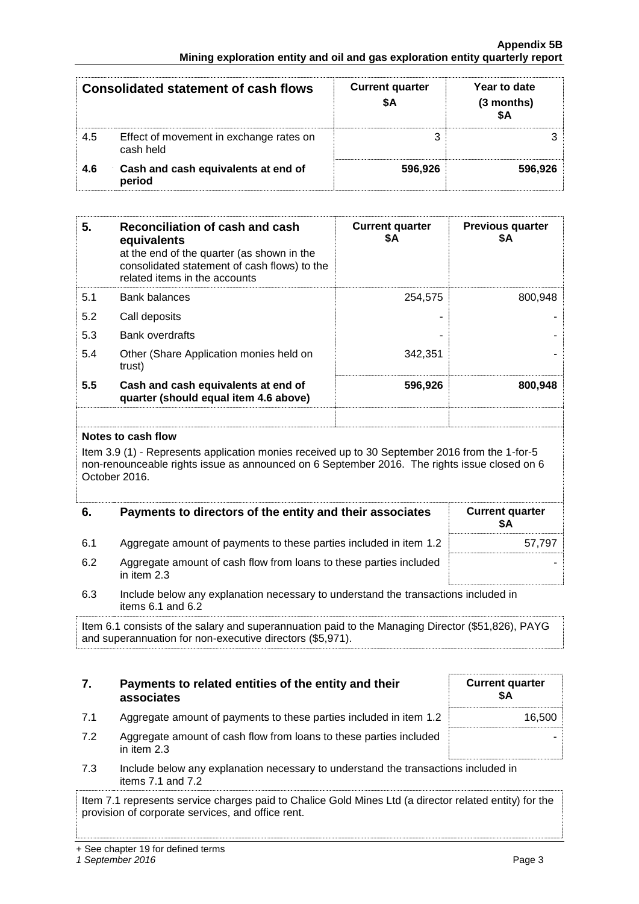| Consolidated statement of cash flows | | Current quarter $A | Year to date (3 months) $A |
|---|---|---|---|
| 4.5 | Effect of movement in exchange rates on cash held | 3 | 3 |
| **4.6** | **Cash and cash equivalents at end of period** | **596,926** | **596,926** |

| 5. | **Reconciliation of cash and cash equivalents** at the end of the quarter (as shown in the consolidated statement of cash flows) to the related items in the accounts | Current quarter $A | Previous quarter $A |
|---|---|---|---|
| 5.1 | Bank balances | 254,575 | 800,948 |
| 5.2 | Call deposits | - | - |
| 5.3 | Bank overdrafts | - | - |
| 5.4 | Other (Share Application monies held on trust) | 342,351 | - |
| **5.5** | **Cash and cash equivalents at end of quarter (should equal item 4.6 above)** | **596,926** | **800,948** |

**Notes to cash flow**

Item 3.9 (1) - Represents application monies received up to 30 September 2016 from the 1-for-5 non-renounceable rights issue as announced on 6 September 2016. The rights issue closed on 6 October 2016.

| 6. | Payments to directors of the entity and their associates | Current quarter $A |
|---|---|---|
| 6.1 | Aggregate amount of payments to these parties included in item 1.2 | 57,797 |
| 6.2 | Aggregate amount of cash flow from loans to these parties included in item 2.3 | - |

6.3 Include below any explanation necessary to understand the transactions included in items 6.1 and 6.2

Item 6.1 consists of the salary and superannuation paid to the Managing Director ($51,826), PAYG and superannuation for non-executive directors ($5,971).

| 7. | Payments to related entities of the entity and their associates | Current quarter $A |
|---|---|---|
| 7.1 | Aggregate amount of payments to these parties included in item 1.2 | 16,500 |
| 7.2 | Aggregate amount of cash flow from loans to these parties included in item 2.3 | - |

7.3 Include below any explanation necessary to understand the transactions included in items 7.1 and 7.2

Item 7.1 represents service charges paid to Chalice Gold Mines Ltd (a director related entity) for the provision of corporate services, and office rent.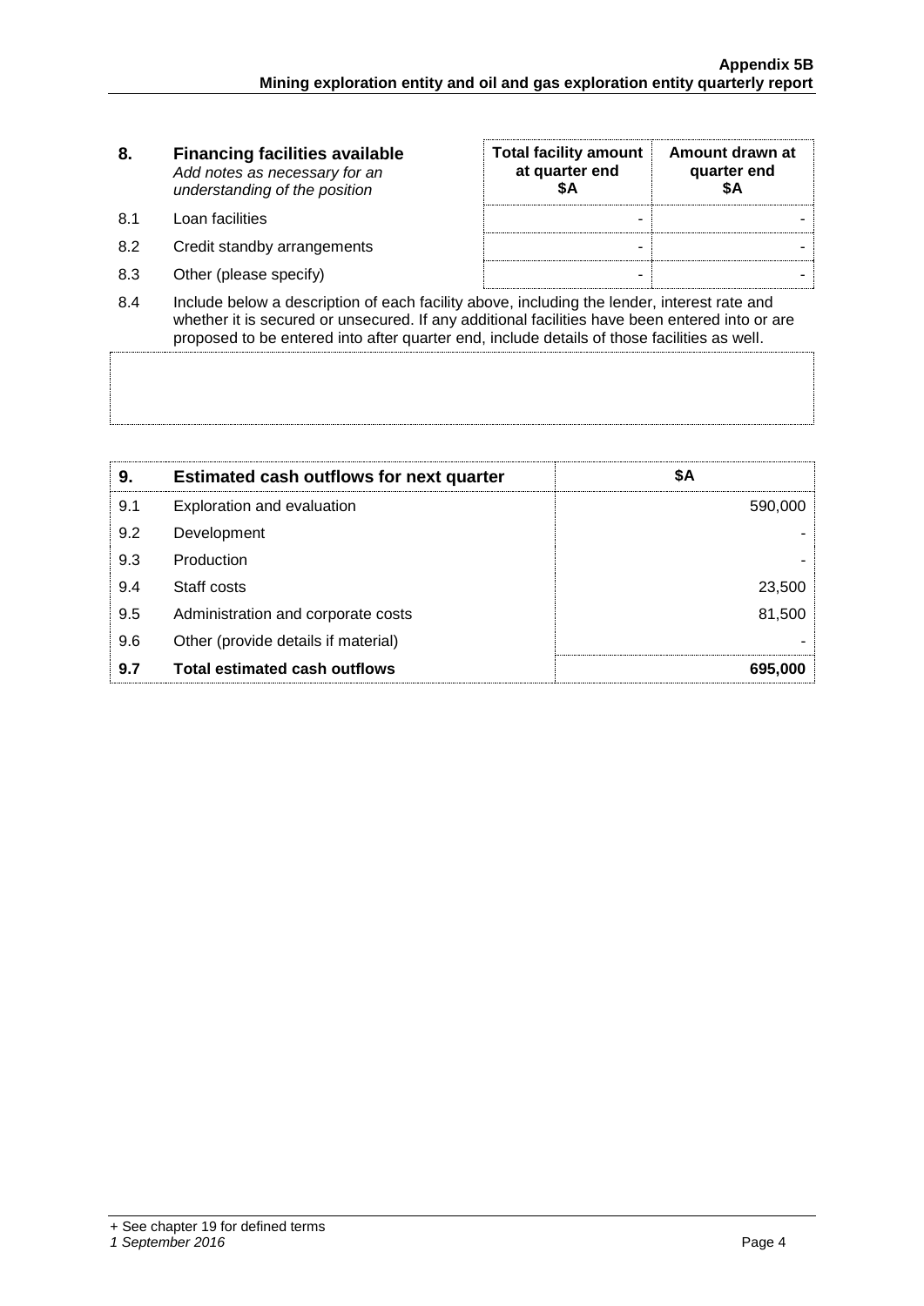| 8. | **Financing facilities available** *Add notes as necessary for an understanding of the position* | **Total facility amount at quarter end $A** | **Amount drawn at quarter end $A** |
|---|---|---|---|
| 8.1 | Loan facilities | - | - |
| 8.2 | Credit standby arrangements | - | - |
| 8.3 | Other (please specify) | - | - |

8.4 Include below a description of each facility above, including the lender, interest rate and whether it is secured or unsecured. If any additional facilities have been entered into or are proposed to be entered into after quarter end, include details of those facilities as well.

| 9. | **Estimated cash outflows for next quarter** | **$A** |
|---|---|---|
| 9.1 | Exploration and evaluation | 590,000 |
| 9.2 | Development | - |
| 9.3 | Production | - |
| 9.4 | Staff costs | 23,500 |
| 9.5 | Administration and corporate costs | 81,500 |
| 9.6 | Other (provide details if material) | - |
| **9.7** | **Total estimated cash outflows** | **695,000** |

+ See chapter 19 for defined terms
*1 September 2016*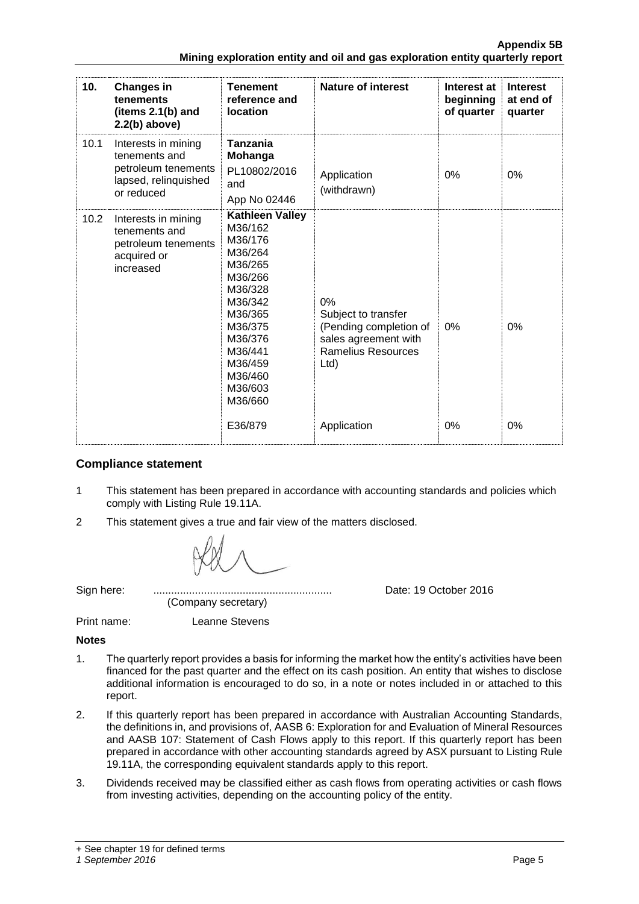| 10. | Changes in tenements (items 2.1(b) and 2.2(b) above) | Tenement reference and location | Nature of interest | Interest at beginning of quarter | Interest at end of quarter |
|---|---|---|---|---|---|
| 10.1 | Interests in mining tenements and petroleum tenements lapsed, relinquished or reduced | **Tanzania Mohanga** PL10802/2016 and App No 02446 | Application (withdrawn) | 0% | 0% |
| 10.2 | Interests in mining tenements and petroleum tenements acquired or increased | **Kathleen Valley** M36/162 M36/176 M36/264 M36/265 M36/266 M36/328 M36/342 M36/365 M36/375 M36/376 M36/441 M36/459 M36/460 M36/603 M36/660 | 0% Subject to transfer (Pending completion of sales agreement with Ramelius Resources Ltd) | 0% | 0% |
| | | E36/879 | Application | 0% | 0% |

## Compliance statement

1 This statement has been prepared in accordance with accounting standards and policies which comply with Listing Rule 19.11A.

2 This statement gives a true and fair view of the matters disclosed.

Sign here: ............................................................ Date: 19 October 2016
(Company secretary)

Print name: Leanne Stevens

**Notes**

1. The quarterly report provides a basis for informing the market how the entity's activities have been financed for the past quarter and the effect on its cash position. An entity that wishes to disclose additional information is encouraged to do so, in a note or notes included in or attached to this report.

2. If this quarterly report has been prepared in accordance with Australian Accounting Standards, the definitions in, and provisions of, AASB 6: Exploration for and Evaluation of Mineral Resources and AASB 107: Statement of Cash Flows apply to this report. If this quarterly report has been prepared in accordance with other accounting standards agreed by ASX pursuant to Listing Rule 19.11A, the corresponding equivalent standards apply to this report.

3. Dividends received may be classified either as cash flows from operating activities or cash flows from investing activities, depending on the accounting policy of the entity.

+ See chapter 19 for defined terms